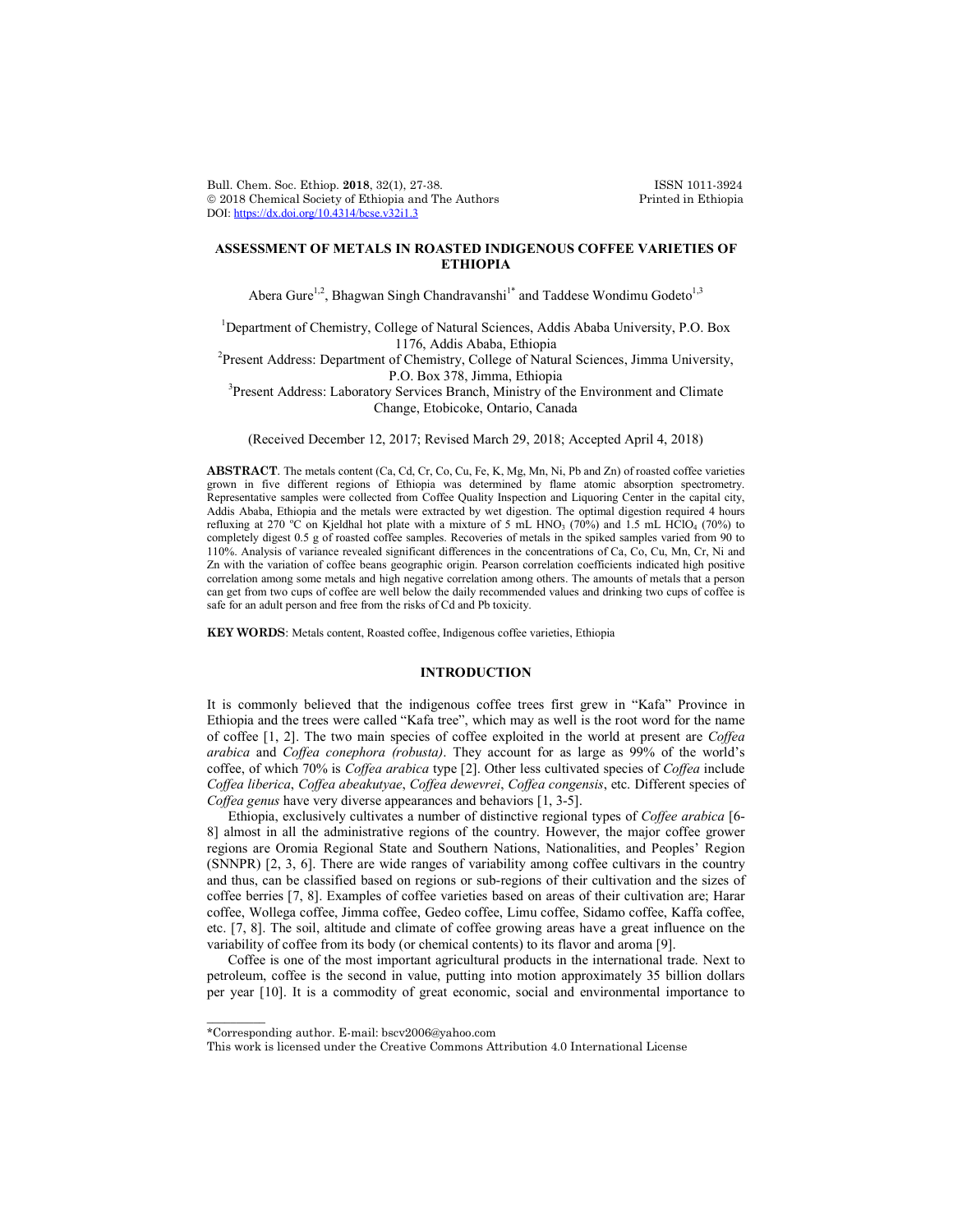# ASSESSMENT OF METALS IN ROASTED INDIGENOUS COFFEE VARIETIES OF ETHIOPIA

Abera Gure[1,2], Bhagwan Singh Chandravanshi[1*] and Taddese Wondimu Godeto[1,3]

[1]Department of Chemistry, College of Natural Sciences, Addis Ababa University, P.O. Box 1176, Addis Ababa, Ethiopia

[2]Present Address: Department of Chemistry, College of Natural Sciences, Jimma University, P.O. Box 378, Jimma, Ethiopia

[3]Present Address: Laboratory Services Branch, Ministry of the Environment and Climate Change, Etobicoke, Ontario, Canada

(Received December 12, 2017; Revised March 29, 2018; Accepted April 4, 2018)

**ABSTRACT**. The metals content (Ca, Cd, Cr, Co, Cu, Fe, K, Mg, Mn, Ni, Pb and Zn) of roasted coffee varieties grown in five different regions of Ethiopia was determined by flame atomic absorption spectrometry. Representative samples were collected from Coffee Quality Inspection and Liquoring Center in the capital city, Addis Ababa, Ethiopia and the metals were extracted by wet digestion. The optimal digestion required 4 hours refluxing at 270 °C on Kjeldhal hot plate with a mixture of 5 mL $HNO_3$ (70%) and 1.5 mL $HClO_4$ (70%) to completely digest 0.5 g of roasted coffee samples. Recoveries of metals in the spiked samples varied from 90 to 110%. Analysis of variance revealed significant differences in the concentrations of Ca, Co, Cu, Mn, Cr, Ni and Zn with the variation of coffee beans geographic origin. Pearson correlation coefficients indicated high positive correlation among some metals and high negative correlation among others. The amounts of metals that a person can get from two cups of coffee are well below the daily recommended values and drinking two cups of coffee is safe for an adult person and free from the risks of Cd and Pb toxicity.

**KEY WORDS**: Metals content, Roasted coffee, Indigenous coffee varieties, Ethiopia

## INTRODUCTION

It is commonly believed that the indigenous coffee trees first grew in "Kafa" Province in Ethiopia and the trees were called "Kafa tree", which may as well is the root word for the name of coffee [1, 2]. The two main species of coffee exploited in the world at present are *Coffea arabica* and *Coffea conephora (robusta)*. They account for as large as 99% of the world's coffee, of which 70% is *Coffea arabica* type [2]. Other less cultivated species of *Coffea* include *Coffea liberica*, *Coffea abeakutyae*, *Coffea dewevrei*, *Coffea congensis*, etc. Different species of *Coffea genus* have very diverse appearances and behaviors [1, 3-5].

Ethiopia, exclusively cultivates a number of distinctive regional types of *Coffee arabica* [6-8] almost in all the administrative regions of the country. However, the major coffee grower regions are Oromia Regional State and Southern Nations, Nationalities, and Peoples' Region (SNNPR) [2, 3, 6]. There are wide ranges of variability among coffee cultivars in the country and thus, can be classified based on regions or sub-regions of their cultivation and the sizes of coffee berries [7, 8]. Examples of coffee varieties based on areas of their cultivation are; Harar coffee, Wollega coffee, Jimma coffee, Gedeo coffee, Limu coffee, Sidamo coffee, Kaffa coffee, etc. [7, 8]. The soil, altitude and climate of coffee growing areas have a great influence on the variability of coffee from its body (or chemical contents) to its flavor and aroma [9].

Coffee is one of the most important agricultural products in the international trade. Next to petroleum, coffee is the second in value, putting into motion approximately 35 billion dollars per year [10]. It is a commodity of great economic, social and environmental importance to

*Corresponding author. E-mail: bscv2006@yahoo.com

This work is licensed under the Creative Commons Attribution 4.0 International License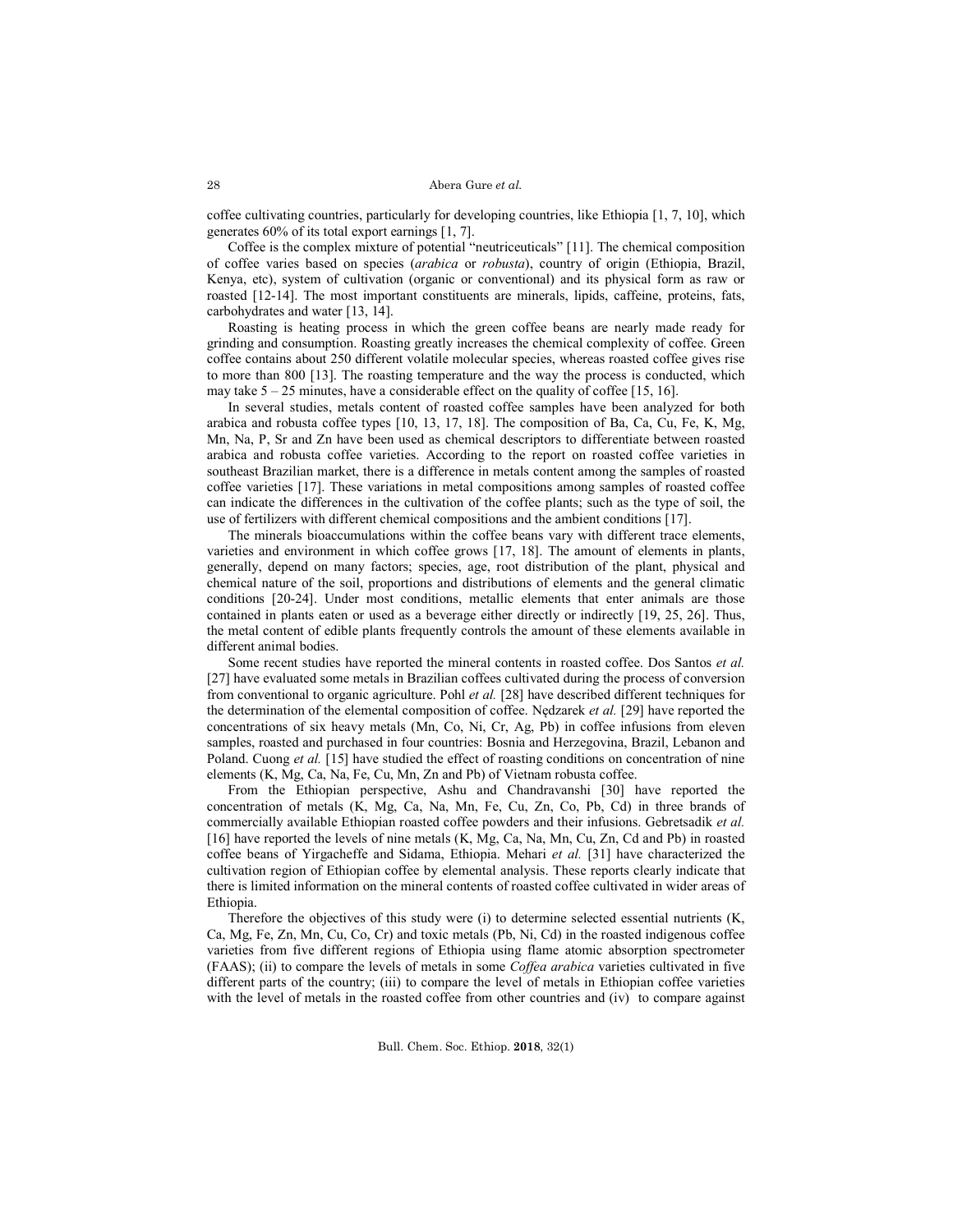coffee cultivating countries, particularly for developing countries, like Ethiopia [1, 7, 10], which generates 60% of its total export earnings [1, 7].

Coffee is the complex mixture of potential "neutriceuticals" [11]. The chemical composition of coffee varies based on species (*arabica* or *robusta*), country of origin (Ethiopia, Brazil, Kenya, etc), system of cultivation (organic or conventional) and its physical form as raw or roasted [12-14]. The most important constituents are minerals, lipids, caffeine, proteins, fats, carbohydrates and water [13, 14].

Roasting is heating process in which the green coffee beans are nearly made ready for grinding and consumption. Roasting greatly increases the chemical complexity of coffee. Green coffee contains about 250 different volatile molecular species, whereas roasted coffee gives rise to more than 800 [13]. The roasting temperature and the way the process is conducted, which may take 5 – 25 minutes, have a considerable effect on the quality of coffee [15, 16].

In several studies, metals content of roasted coffee samples have been analyzed for both arabica and robusta coffee types [10, 13, 17, 18]. The composition of Ba, Ca, Cu, Fe, K, Mg, Mn, Na, P, Sr and Zn have been used as chemical descriptors to differentiate between roasted arabica and robusta coffee varieties. According to the report on roasted coffee varieties in southeast Brazilian market, there is a difference in metals content among the samples of roasted coffee varieties [17]. These variations in metal compositions among samples of roasted coffee can indicate the differences in the cultivation of the coffee plants; such as the type of soil, the use of fertilizers with different chemical compositions and the ambient conditions [17].

The minerals bioaccumulations within the coffee beans vary with different trace elements, varieties and environment in which coffee grows [17, 18]. The amount of elements in plants, generally, depend on many factors; species, age, root distribution of the plant, physical and chemical nature of the soil, proportions and distributions of elements and the general climatic conditions [20-24]. Under most conditions, metallic elements that enter animals are those contained in plants eaten or used as a beverage either directly or indirectly [19, 25, 26]. Thus, the metal content of edible plants frequently controls the amount of these elements available in different animal bodies.

Some recent studies have reported the mineral contents in roasted coffee. Dos Santos *et al.* [27] have evaluated some metals in Brazilian coffees cultivated during the process of conversion from conventional to organic agriculture. Pohl *et al.* [28] have described different techniques for the determination of the elemental composition of coffee. Nędzarek *et al.* [29] have reported the concentrations of six heavy metals (Mn, Co, Ni, Cr, Ag, Pb) in coffee infusions from eleven samples, roasted and purchased in four countries: Bosnia and Herzegovina, Brazil, Lebanon and Poland. Cuong *et al.* [15] have studied the effect of roasting conditions on concentration of nine elements (K, Mg, Ca, Na, Fe, Cu, Mn, Zn and Pb) of Vietnam robusta coffee.

From the Ethiopian perspective, Ashu and Chandravanshi [30] have reported the concentration of metals (K, Mg, Ca, Na, Mn, Fe, Cu, Zn, Co, Pb, Cd) in three brands of commercially available Ethiopian roasted coffee powders and their infusions. Gebretsadik *et al.* [16] have reported the levels of nine metals (K, Mg, Ca, Na, Mn, Cu, Zn, Cd and Pb) in roasted coffee beans of Yirgacheffe and Sidama, Ethiopia. Mehari *et al.* [31] have characterized the cultivation region of Ethiopian coffee by elemental analysis. These reports clearly indicate that there is limited information on the mineral contents of roasted coffee cultivated in wider areas of Ethiopia.

Therefore the objectives of this study were (i) to determine selected essential nutrients (K, Ca, Mg, Fe, Zn, Mn, Cu, Co, Cr) and toxic metals (Pb, Ni, Cd) in the roasted indigenous coffee varieties from five different regions of Ethiopia using flame atomic absorption spectrometer (FAAS); (ii) to compare the levels of metals in some *Coffea arabica* varieties cultivated in five different parts of the country; (iii) to compare the level of metals in Ethiopian coffee varieties with the level of metals in the roasted coffee from other countries and (iv) to compare against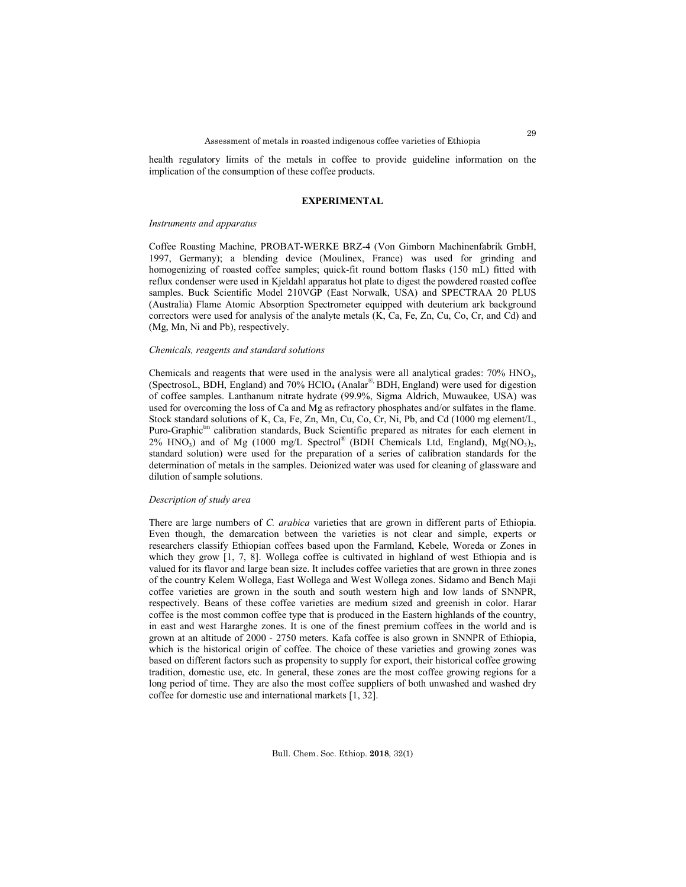health regulatory limits of the metals in coffee to provide guideline information on the implication of the consumption of these coffee products.

## EXPERIMENTAL

### *Instruments and apparatus*

Coffee Roasting Machine, PROBAT-WERKE BRZ-4 (Von Gimborn Machinenfabrik GmbH, 1997, Germany); a blending device (Moulinex, France) was used for grinding and homogenizing of roasted coffee samples; quick-fit round bottom flasks (150 mL) fitted with reflux condenser were used in Kjeldahl apparatus hot plate to digest the powdered roasted coffee samples. Buck Scientific Model 210VGP (East Norwalk, USA) and SPECTRAA 20 PLUS (Australia) Flame Atomic Absorption Spectrometer equipped with deuterium ark background correctors were used for analysis of the analyte metals (K, Ca, Fe, Zn, Cu, Co, Cr, and Cd) and (Mg, Mn, Ni and Pb), respectively.

### *Chemicals, reagents and standard solutions*

Chemicals and reagents that were used in the analysis were all analytical grades: 70% $HNO_3$, (SpectrosoL, BDH, England) and 70% $HClO_4$ (Analar®, BDH, England) were used for digestion of coffee samples. Lanthanum nitrate hydrate (99.9%, Sigma Aldrich, Muwaukee, USA) was used for overcoming the loss of Ca and Mg as refractory phosphates and/or sulfates in the flame. Stock standard solutions of K, Ca, Fe, Zn, Mn, Cu, Co, Cr, Ni, Pb, and Cd (1000 mg element/L, Puro-Graphic™ calibration standards, Buck Scientific prepared as nitrates for each element in 2% $HNO_3$) and of Mg (1000 mg/L Spectrol® (BDH Chemicals Ltd, England), $Mg(NO_3)_2$, standard solution) were used for the preparation of a series of calibration standards for the determination of metals in the samples. Deionized water was used for cleaning of glassware and dilution of sample solutions.

### *Description of study area*

There are large numbers of *C. arabica* varieties that are grown in different parts of Ethiopia. Even though, the demarcation between the varieties is not clear and simple, experts or researchers classify Ethiopian coffees based upon the Farmland, Kebele, Woreda or Zones in which they grow [1, 7, 8]. Wollega coffee is cultivated in highland of west Ethiopia and is valued for its flavor and large bean size. It includes coffee varieties that are grown in three zones of the country Kelem Wollega, East Wollega and West Wollega zones. Sidamo and Bench Maji coffee varieties are grown in the south and south western high and low lands of SNNPR, respectively. Beans of these coffee varieties are medium sized and greenish in color. Harar coffee is the most common coffee type that is produced in the Eastern highlands of the country, in east and west Hararghe zones. It is one of the finest premium coffees in the world and is grown at an altitude of 2000 - 2750 meters. Kafa coffee is also grown in SNNPR of Ethiopia, which is the historical origin of coffee. The choice of these varieties and growing zones was based on different factors such as propensity to supply for export, their historical coffee growing tradition, domestic use, etc. In general, these zones are the most coffee growing regions for a long period of time. They are also the most coffee suppliers of both unwashed and washed dry coffee for domestic use and international markets [1, 32].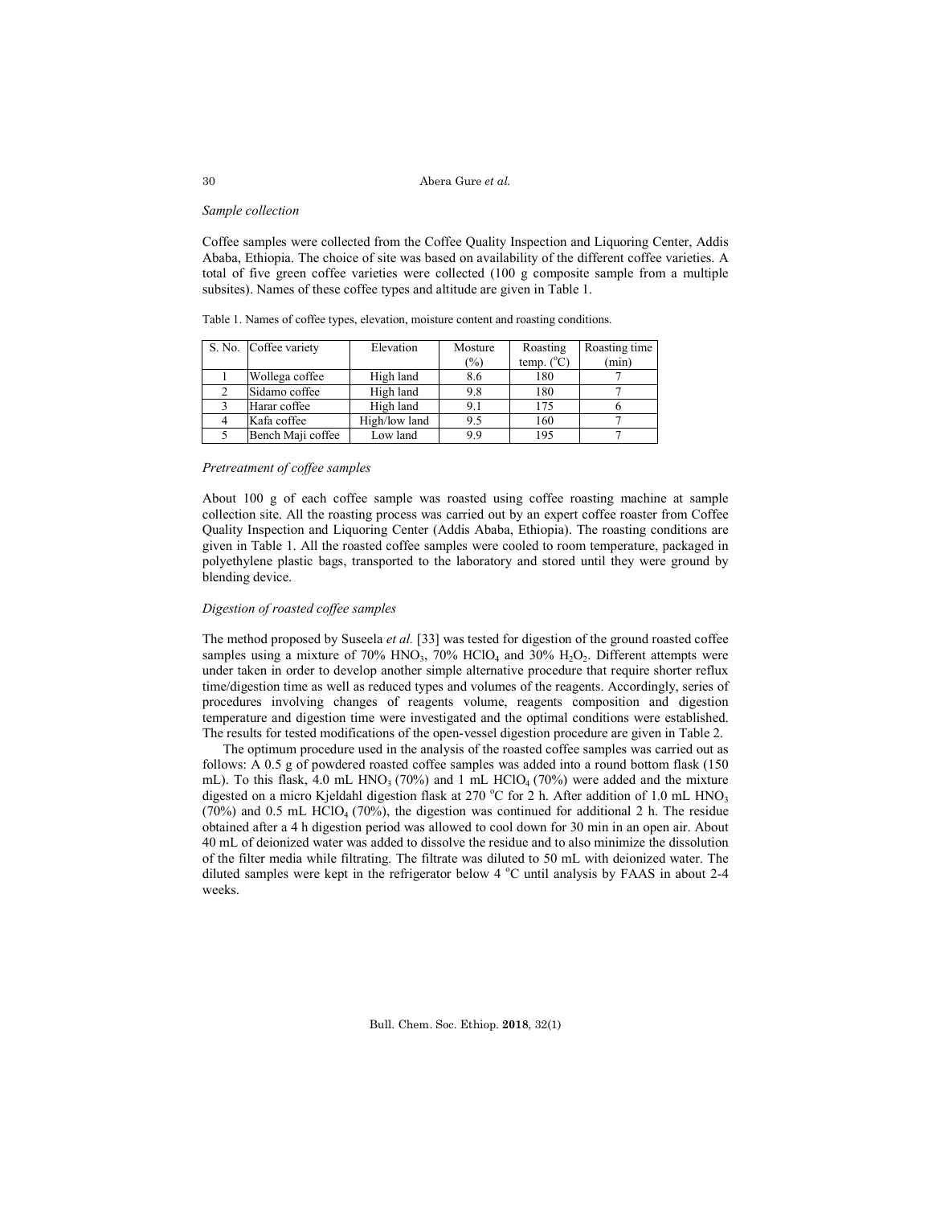*Sample collection*

Coffee samples were collected from the Coffee Quality Inspection and Liquoring Center, Addis Ababa, Ethiopia. The choice of site was based on availability of the different coffee varieties. A total of five green coffee varieties were collected (100 g composite sample from a multiple subsites). Names of these coffee types and altitude are given in Table 1.

Table 1. Names of coffee types, elevation, moisture content and roasting conditions.

| S. No. | Coffee variety | Elevation | Mosture (%) | Roasting temp. (°C) | Roasting time (min) |
|---|---|---|---|---|---|
| 1 | Wollega coffee | High land | 8.6 | 180 | 7 |
| 2 | Sidamo coffee | High land | 9.8 | 180 | 7 |
| 3 | Harar coffee | High land | 9.1 | 175 | 6 |
| 4 | Kafa coffee | High/low land | 9.5 | 160 | 7 |
| 5 | Bench Maji coffee | Low land | 9.9 | 195 | 7 |

*Pretreatment of coffee samples*

About 100 g of each coffee sample was roasted using coffee roasting machine at sample collection site. All the roasting process was carried out by an expert coffee roaster from Coffee Quality Inspection and Liquoring Center (Addis Ababa, Ethiopia). The roasting conditions are given in Table 1. All the roasted coffee samples were cooled to room temperature, packaged in polyethylene plastic bags, transported to the laboratory and stored until they were ground by blending device.

*Digestion of roasted coffee samples*

The method proposed by Suseela *et al.* [33] was tested for digestion of the ground roasted coffee samples using a mixture of 70% $HNO_3$, 70% $HClO_4$ and 30% $H_2O_2$. Different attempts were under taken in order to develop another simple alternative procedure that require shorter reflux time/digestion time as well as reduced types and volumes of the reagents. Accordingly, series of procedures involving changes of reagents volume, reagents composition and digestion temperature and digestion time were investigated and the optimal conditions were established. The results for tested modifications of the open-vessel digestion procedure are given in Table 2.

The optimum procedure used in the analysis of the roasted coffee samples was carried out as follows: A 0.5 g of powdered roasted coffee samples was added into a round bottom flask (150 mL). To this flask, 4.0 mL $HNO_3$ (70%) and 1 mL $HClO_4$ (70%) were added and the mixture digested on a micro Kjeldahl digestion flask at 270 °C for 2 h. After addition of 1.0 mL $HNO_3$ (70%) and 0.5 mL $HClO_4$ (70%), the digestion was continued for additional 2 h. The residue obtained after a 4 h digestion period was allowed to cool down for 30 min in an open air. About 40 mL of deionized water was added to dissolve the residue and to also minimize the dissolution of the filter media while filtrating. The filtrate was diluted to 50 mL with deionized water. The diluted samples were kept in the refrigerator below 4 °C until analysis by FAAS in about 2-4 weeks.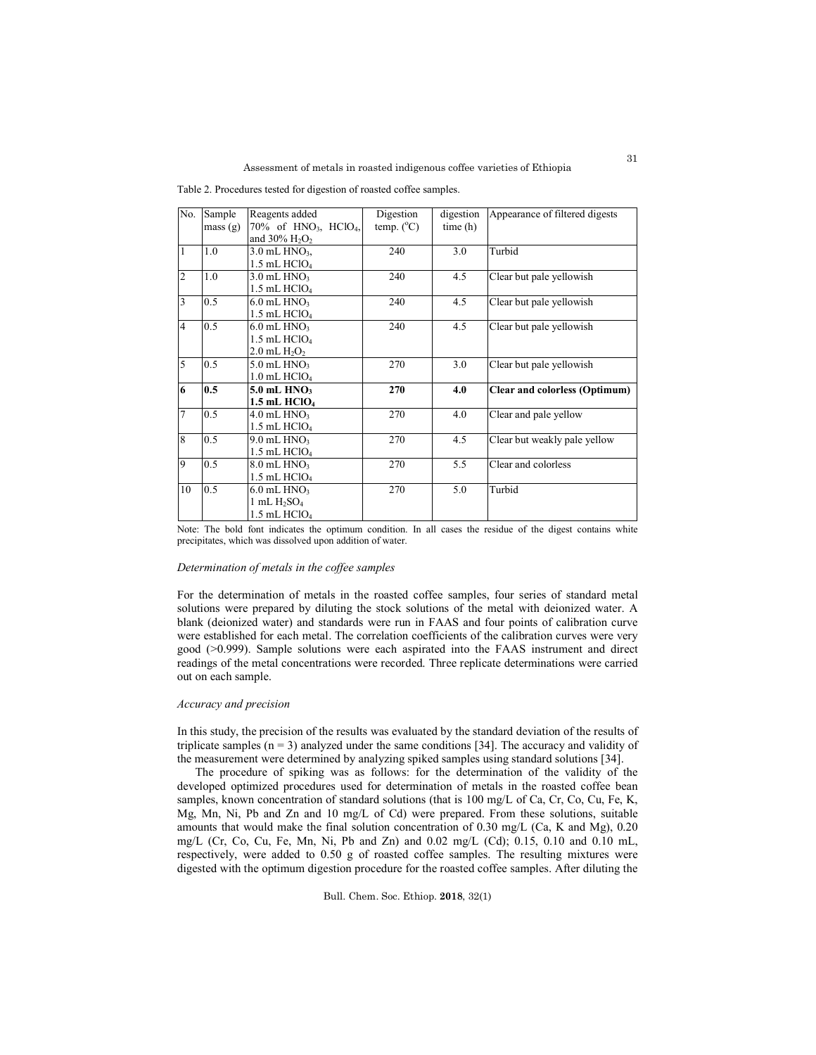Table 2. Procedures tested for digestion of roasted coffee samples.

| No. | Sample mass (g) | Reagents added 70% of $HNO_3$, $HClO_4$, and 30% $H_2O_2$ | Digestion temp. (°C) | digestion time (h) | Appearance of filtered digests |
|---|---|---|---|---|---|
| 1 | 1.0 | 3.0 mL $HNO_3$, 1.5 mL $HClO_4$ | 240 | 3.0 | Turbid |
| 2 | 1.0 | 3.0 mL $HNO_3$ 1.5 mL $HClO_4$ | 240 | 4.5 | Clear but pale yellowish |
| 3 | 0.5 | 6.0 mL $HNO_3$ 1.5 mL $HClO_4$ | 240 | 4.5 | Clear but pale yellowish |
| 4 | 0.5 | 6.0 mL $HNO_3$ 1.5 mL $HClO_4$ 2.0 mL $H_2O_2$ | 240 | 4.5 | Clear but pale yellowish |
| 5 | 0.5 | 5.0 mL $HNO_3$ 1.0 mL $HClO_4$ | 270 | 3.0 | Clear but pale yellowish |
| **6** | **0.5** | **5.0 mL $HNO_3$ 1.5 mL $HClO_4$** | **270** | **4.0** | **Clear and colorless (Optimum)** |
| 7 | 0.5 | 4.0 mL $HNO_3$ 1.5 mL $HClO_4$ | 270 | 4.0 | Clear and pale yellow |
| 8 | 0.5 | 9.0 mL $HNO_3$ 1.5 mL $HClO_4$ | 270 | 4.5 | Clear but weakly pale yellow |
| 9 | 0.5 | 8.0 mL $HNO_3$ 1.5 mL $HClO_4$ | 270 | 5.5 | Clear and colorless |
| 10 | 0.5 | 6.0 mL $HNO_3$ 1 mL $H_2SO_4$ 1.5 mL $HClO_4$ | 270 | 5.0 | Turbid |

Note: The bold font indicates the optimum condition. In all cases the residue of the digest contains white precipitates, which was dissolved upon addition of water.

*Determination of metals in the coffee samples*

For the determination of metals in the roasted coffee samples, four series of standard metal solutions were prepared by diluting the stock solutions of the metal with deionized water. A blank (deionized water) and standards were run in FAAS and four points of calibration curve were established for each metal. The correlation coefficients of the calibration curves were very good (>0.999). Sample solutions were each aspirated into the FAAS instrument and direct readings of the metal concentrations were recorded. Three replicate determinations were carried out on each sample.

*Accuracy and precision*

In this study, the precision of the results was evaluated by the standard deviation of the results of triplicate samples ($n = 3$) analyzed under the same conditions [34]. The accuracy and validity of the measurement were determined by analyzing spiked samples using standard solutions [34].

The procedure of spiking was as follows: for the determination of the validity of the developed optimized procedures used for determination of metals in the roasted coffee bean samples, known concentration of standard solutions (that is 100 mg/L of Ca, Cr, Co, Cu, Fe, K, Mg, Mn, Ni, Pb and Zn and 10 mg/L of Cd) were prepared. From these solutions, suitable amounts that would make the final solution concentration of 0.30 mg/L (Ca, K and Mg), 0.20 mg/L (Cr, Co, Cu, Fe, Mn, Ni, Pb and Zn) and 0.02 mg/L (Cd); 0.15, 0.10 and 0.10 mL, respectively, were added to 0.50 g of roasted coffee samples. The resulting mixtures were digested with the optimum digestion procedure for the roasted coffee samples. After diluting the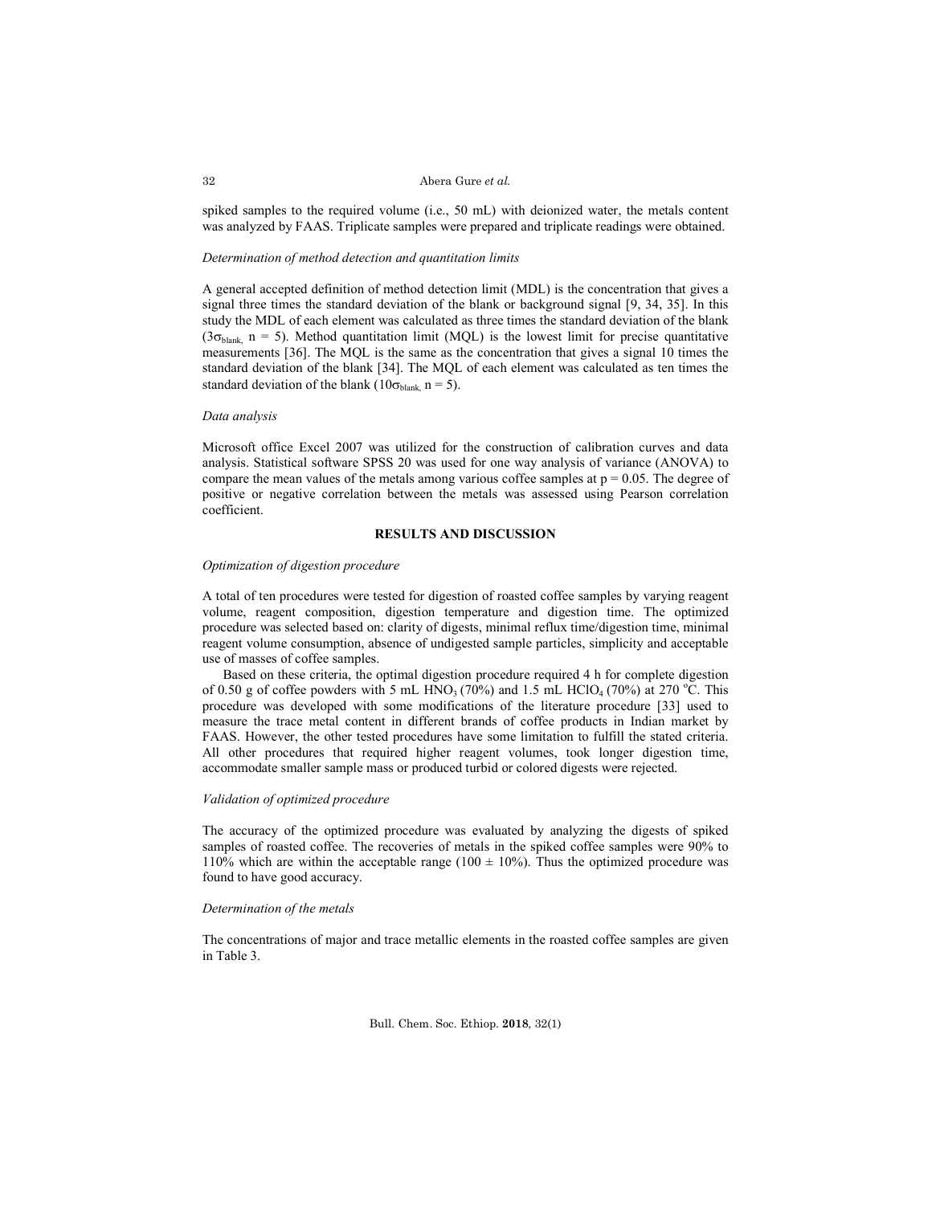spiked samples to the required volume (i.e., 50 mL) with deionized water, the metals content was analyzed by FAAS. Triplicate samples were prepared and triplicate readings were obtained.

*Determination of method detection and quantitation limits*

A general accepted definition of method detection limit (MDL) is the concentration that gives a signal three times the standard deviation of the blank or background signal [9, 34, 35]. In this study the MDL of each element was calculated as three times the standard deviation of the blank ($3\sigma_{blank}$, n = 5). Method quantitation limit (MQL) is the lowest limit for precise quantitative measurements [36]. The MQL is the same as the concentration that gives a signal 10 times the standard deviation of the blank [34]. The MQL of each element was calculated as ten times the standard deviation of the blank ($10\sigma_{blank}$, n = 5).

*Data analysis*

Microsoft office Excel 2007 was utilized for the construction of calibration curves and data analysis. Statistical software SPSS 20 was used for one way analysis of variance (ANOVA) to compare the mean values of the metals among various coffee samples at $p = 0.05$. The degree of positive or negative correlation between the metals was assessed using Pearson correlation coefficient.

## RESULTS AND DISCUSSION

*Optimization of digestion procedure*

A total of ten procedures were tested for digestion of roasted coffee samples by varying reagent volume, reagent composition, digestion temperature and digestion time. The optimized procedure was selected based on: clarity of digests, minimal reflux time/digestion time, minimal reagent volume consumption, absence of undigested sample particles, simplicity and acceptable use of masses of coffee samples.

Based on these criteria, the optimal digestion procedure required 4 h for complete digestion of 0.50 g of coffee powders with 5 mL $HNO_3$ (70%) and 1.5 mL $HClO_4$ (70%) at 270 °C. This procedure was developed with some modifications of the literature procedure [33] used to measure the trace metal content in different brands of coffee products in Indian market by FAAS. However, the other tested procedures have some limitation to fulfill the stated criteria. All other procedures that required higher reagent volumes, took longer digestion time, accommodate smaller sample mass or produced turbid or colored digests were rejected.

*Validation of optimized procedure*

The accuracy of the optimized procedure was evaluated by analyzing the digests of spiked samples of roasted coffee. The recoveries of metals in the spiked coffee samples were 90% to 110% which are within the acceptable range (100 ± 10%). Thus the optimized procedure was found to have good accuracy.

*Determination of the metals*

The concentrations of major and trace metallic elements in the roasted coffee samples are given in Table 3.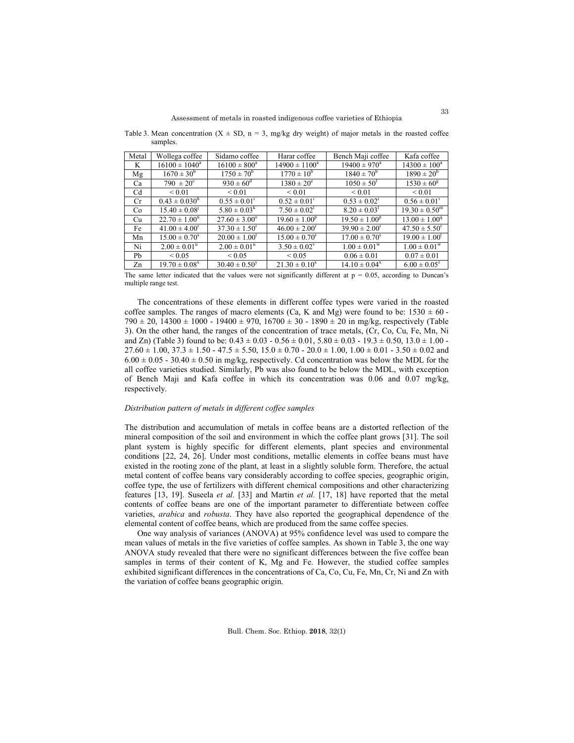Table 3. Mean concentration ($X \pm SD$, $n = 3$, mg/kg dry weight) of major metals in the roasted coffee samples.

| Metal | Wollega coffee | Sidamo coffee | Harar coffee | Bench Maji coffee | Kafa coffee |
|---|---|---|---|---|---|
| K | $16100 \pm 1040^{a}$ | $16100 \pm 800^{a}$ | $14900 \pm 1100^{a}$ | $19400 \pm 970^{a}$ | $14300 \pm 100^{a}$ |
| Mg | $1670 \pm 30^{b}$ | $1750 \pm 70^{b}$ | $1770 \pm 10^{b}$ | $1840 \pm 70^{b}$ | $1890 \pm 20^{b}$ |
| Ca | $790 \pm 20^{c}$ | $930 \pm 60^{d}$ | $1380 \pm 20^{e}$ | $1050 \pm 50^{f}$ | $1530 \pm 60^{g}$ |
| Cd | < 0.01 | < 0.01 | < 0.01 | < 0.01 | < 0.01 |
| Cr | $0.43 \pm 0.030^{h}$ | $0.55 \pm 0.01^{i}$ | $0.52 \pm 0.01^{i}$ | $0.53 \pm 0.02^{i}$ | $0.56 \pm 0.01^{i}$ |
| Co | $15.40 \pm 0.08^{j}$ | $5.80 \pm 0.03^{k}$ | $7.50 \pm 0.02^{l}$ | $8.20 \pm 0.03^{l}$ | $19.30 \pm 0.50^{m}$ |
| Cu | $22.70 \pm 1.00^{n}$ | $27.60 \pm 3.00^{o}$ | $19.60 \pm 1.00^{p}$ | $19.50 \pm 1.00^{p}$ | $13.00 \pm 1.00^{q}$ |
| Fe | $41.00 \pm 4.00^{r}$ | $37.30 \pm 1.50^{r}$ | $46.00 \pm 2.00^{r}$ | $39.90 \pm 2.00^{r}$ | $47.50 \pm 5.50^{r}$ |
| Mn | $15.00 \pm 0.70^{s}$ | $20.00 \pm 1.00^{t}$ | $15.00 \pm 0.70^{s}$ | $17.00 \pm 0.70^{s}$ | $19.00 \pm 1.00^{t}$ |
| Ni | $2.00 \pm 0.01^{u}$ | $2.00 \pm 0.01^{u}$ | $3.50 \pm 0.02^{v}$ | $1.00 \pm 0.01^{w}$ | $1.00 \pm 0.01^{w}$ |
| Pb | < 0.05 | < 0.05 | < 0.05 | $0.06 \pm 0.01$ | $0.07 \pm 0.01$ |
| Zn | $19.70 \pm 0.08^{x}$ | $30.40 \pm 0.50^{y}$ | $21.30 \pm 0.10^{x}$ | $14.10 \pm 0.04^{x}$ | $6.00 \pm 0.05^{z}$ |

The same letter indicated that the values were not significantly different at $p = 0.05$, according to Duncan's multiple range test.

The concentrations of these elements in different coffee types were varied in the roasted coffee samples. The ranges of macro elements (Ca, K and Mg) were found to be: $1530 \pm 60$ - $790 \pm 20$, $14300 \pm 1000$ - $19400 \pm 970$, $16700 \pm 30$ - $1890 \pm 20$ in mg/kg, respectively (Table 3). On the other hand, the ranges of the concentration of trace metals, (Cr, Co, Cu, Fe, Mn, Ni and Zn) (Table 3) found to be: $0.43 \pm 0.03$ - $0.56 \pm 0.01$, $5.80 \pm 0.03$ - $19.3 \pm 0.50$, $13.0 \pm 1.00$ - $27.60 \pm 1.00$, $37.3 \pm 1.50$ - $47.5 \pm 5.50$, $15.0 \pm 0.70$ - $20.0 \pm 1.00$, $1.00 \pm 0.01$ - $3.50 \pm 0.02$ and $6.00 \pm 0.05$ - $30.40 \pm 0.50$ in mg/kg, respectively. Cd concentration was below the MDL for the all coffee varieties studied. Similarly, Pb was also found to be below the MDL, with exception of Bench Maji and Kafa coffee in which its concentration was 0.06 and 0.07 mg/kg, respectively.

### *Distribution pattern of metals in different coffee samples*

The distribution and accumulation of metals in coffee beans are a distorted reflection of the mineral composition of the soil and environment in which the coffee plant grows [31]. The soil plant system is highly specific for different elements, plant species and environmental conditions [22, 24, 26]. Under most conditions, metallic elements in coffee beans must have existed in the rooting zone of the plant, at least in a slightly soluble form. Therefore, the actual metal content of coffee beans vary considerably according to coffee species, geographic origin, coffee type, the use of fertilizers with different chemical compositions and other characterizing features [13, 19]. Suseela *et al.* [33] and Martin *et al.* [17, 18] have reported that the metal contents of coffee beans are one of the important parameter to differentiate between coffee varieties, *arabica* and *robusta*. They have also reported the geographical dependence of the elemental content of coffee beans, which are produced from the same coffee species.

One way analysis of variances (ANOVA) at 95% confidence level was used to compare the mean values of metals in the five varieties of coffee samples. As shown in Table 3, the one way ANOVA study revealed that there were no significant differences between the five coffee bean samples in terms of their content of K, Mg and Fe. However, the studied coffee samples exhibited significant differences in the concentrations of Ca, Co, Cu, Fe, Mn, Cr, Ni and Zn with the variation of coffee beans geographic origin.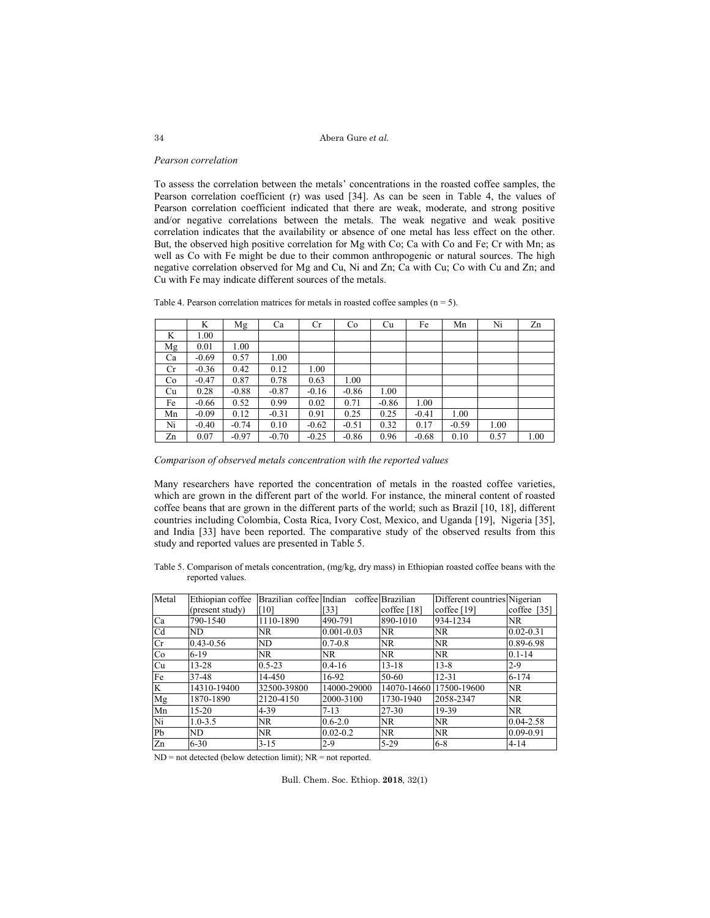*Pearson correlation*

To assess the correlation between the metals' concentrations in the roasted coffee samples, the Pearson correlation coefficient (r) was used [34]. As can be seen in Table 4, the values of Pearson correlation coefficient indicated that there are weak, moderate, and strong positive and/or negative correlations between the metals. The weak negative and weak positive correlation indicates that the availability or absence of one metal has less effect on the other. But, the observed high positive correlation for Mg with Co; Ca with Co and Fe; Cr with Mn; as well as Co with Fe might be due to their common anthropogenic or natural sources. The high negative correlation observed for Mg and Cu, Ni and Zn; Ca with Cu; Co with Cu and Zn; and Cu with Fe may indicate different sources of the metals.

Table 4. Pearson correlation matrices for metals in roasted coffee samples (n = 5).

| | K | Mg | Ca | Cr | Co | Cu | Fe | Mn | Ni | Zn |
|---|---|---|---|---|---|---|---|---|---|---|
| K | 1.00 | | | | | | | | | |
| Mg | 0.01 | 1.00 | | | | | | | | |
| Ca | -0.69 | 0.57 | 1.00 | | | | | | | |
| Cr | -0.36 | 0.42 | 0.12 | 1.00 | | | | | | |
| Co | -0.47 | 0.87 | 0.78 | 0.63 | 1.00 | | | | | |
| Cu | 0.28 | -0.88 | -0.87 | -0.16 | -0.86 | 1.00 | | | | |
| Fe | -0.66 | 0.52 | 0.99 | 0.02 | 0.71 | -0.86 | 1.00 | | | |
| Mn | -0.09 | 0.12 | -0.31 | 0.91 | 0.25 | 0.25 | -0.41 | 1.00 | | |
| Ni | -0.40 | -0.74 | 0.10 | -0.62 | -0.51 | 0.32 | 0.17 | -0.59 | 1.00 | |
| Zn | 0.07 | -0.97 | -0.70 | -0.25 | -0.86 | 0.96 | -0.68 | 0.10 | 0.57 | 1.00 |

*Comparison of observed metals concentration with the reported values*

Many researchers have reported the concentration of metals in the roasted coffee varieties, which are grown in the different part of the world. For instance, the mineral content of roasted coffee beans that are grown in the different parts of the world; such as Brazil [10, 18], different countries including Colombia, Costa Rica, Ivory Cost, Mexico, and Uganda [19], Nigeria [35], and India [33] have been reported. The comparative study of the observed results from this study and reported values are presented in Table 5.

Table 5. Comparison of metals concentration, (mg/kg, dry mass) in Ethiopian roasted coffee beans with the reported values.

| Metal | Ethiopian coffee (present study) | Brazilian coffee [10] | Indian coffee [33] | Brazilian coffee [18] | Different countries coffee [19] | Nigerian coffee [35] |
|---|---|---|---|---|---|---|
| Ca | 790-1540 | 1110-1890 | 490-791 | 890-1010 | 934-1234 | NR |
| Cd | ND | NR | 0.001-0.03 | NR | NR | 0.02-0.31 |
| Cr | 0.43-0.56 | ND | 0.7-0.8 | NR | NR | 0.89-6.98 |
| Co | 6-19 | NR | NR | NR | NR | 0.1-14 |
| Cu | 13-28 | 0.5-23 | 0.4-16 | 13-18 | 13-8 | 2-9 |
| Fe | 37-48 | 14-450 | 16-92 | 50-60 | 12-31 | 6-174 |
| K | 14310-19400 | 32500-39800 | 14000-29000 | 14070-14660 | 17500-19600 | NR |
| Mg | 1870-1890 | 2120-4150 | 2000-3100 | 1730-1940 | 2058-2347 | NR |
| Mn | 15-20 | 4-39 | 7-13 | 27-30 | 19-39 | NR |
| Ni | 1.0-3.5 | NR | 0.6-2.0 | NR | NR | 0.04-2.58 |
| Pb | ND | NR | 0.02-0.2 | NR | NR | 0.09-0.91 |
| Zn | 6-30 | 3-15 | 2-9 | 5-29 | 6-8 | 4-14 |

ND = not detected (below detection limit); NR = not reported.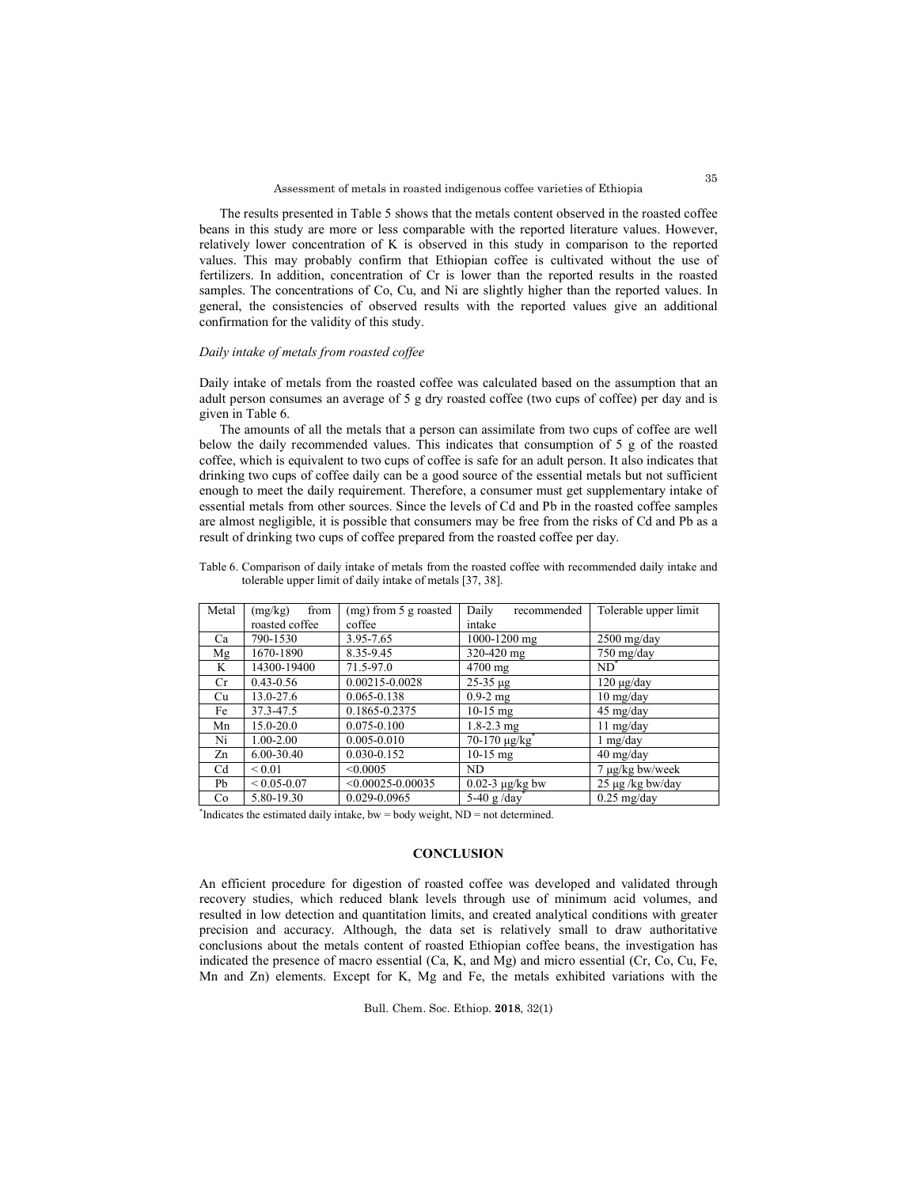The results presented in Table 5 shows that the metals content observed in the roasted coffee beans in this study are more or less comparable with the reported literature values. However, relatively lower concentration of K is observed in this study in comparison to the reported values. This may probably confirm that Ethiopian coffee is cultivated without the use of fertilizers. In addition, concentration of Cr is lower than the reported results in the roasted samples. The concentrations of Co, Cu, and Ni are slightly higher than the reported values. In general, the consistencies of observed results with the reported values give an additional confirmation for the validity of this study.

*Daily intake of metals from roasted coffee*

Daily intake of metals from the roasted coffee was calculated based on the assumption that an adult person consumes an average of 5 g dry roasted coffee (two cups of coffee) per day and is given in Table 6.

The amounts of all the metals that a person can assimilate from two cups of coffee are well below the daily recommended values. This indicates that consumption of 5 g of the roasted coffee, which is equivalent to two cups of coffee is safe for an adult person. It also indicates that drinking two cups of coffee daily can be a good source of the essential metals but not sufficient enough to meet the daily requirement. Therefore, a consumer must get supplementary intake of essential metals from other sources. Since the levels of Cd and Pb in the roasted coffee samples are almost negligible, it is possible that consumers may be free from the risks of Cd and Pb as a result of drinking two cups of coffee prepared from the roasted coffee per day.

Table 6. Comparison of daily intake of metals from the roasted coffee with recommended daily intake and tolerable upper limit of daily intake of metals [37, 38].

| Metal | (mg/kg) from roasted coffee | (mg) from 5 g roasted coffee | Daily recommended intake | Tolerable upper limit |
|---|---|---|---|---|
| Ca | 790-1530 | 3.95-7.65 | 1000-1200 mg | 2500 mg/day |
| Mg | 1670-1890 | 8.35-9.45 | 320-420 mg | 750 mg/day |
| K | 14300-19400 | 71.5-97.0 | 4700 mg | ND* |
| Cr | 0.43-0.56 | 0.00215-0.0028 | 25-35 μg | 120 μg/day |
| Cu | 13.0-27.6 | 0.065-0.138 | 0.9-2 mg | 10 mg/day |
| Fe | 37.3-47.5 | 0.1865-0.2375 | 10-15 mg | 45 mg/day |
| Mn | 15.0-20.0 | 0.075-0.100 | 1.8-2.3 mg | 11 mg/day |
| Ni | 1.00-2.00 | 0.005-0.010 | 70-170 μg/kg* | 1 mg/day |
| Zn | 6.00-30.40 | 0.030-0.152 | 10-15 mg | 40 mg/day |
| Cd | < 0.01 | <0.0005 | ND | 7 μg/kg bw/week |
| Pb | < 0.05-0.07 | <0.00025-0.00035 | 0.02-3 μg/kg bw | 25 μg /kg bw/day |
| Co | 5.80-19.30 | 0.029-0.0965 | 5-40 g /day* | 0.25 mg/day |

*Indicates the estimated daily intake, bw = body weight, ND = not determined.

## CONCLUSION

An efficient procedure for digestion of roasted coffee was developed and validated through recovery studies, which reduced blank levels through use of minimum acid volumes, and resulted in low detection and quantitation limits, and created analytical conditions with greater precision and accuracy. Although, the data set is relatively small to draw authoritative conclusions about the metals content of roasted Ethiopian coffee beans, the investigation has indicated the presence of macro essential (Ca, K, and Mg) and micro essential (Cr, Co, Cu, Fe, Mn and Zn) elements. Except for K, Mg and Fe, the metals exhibited variations with the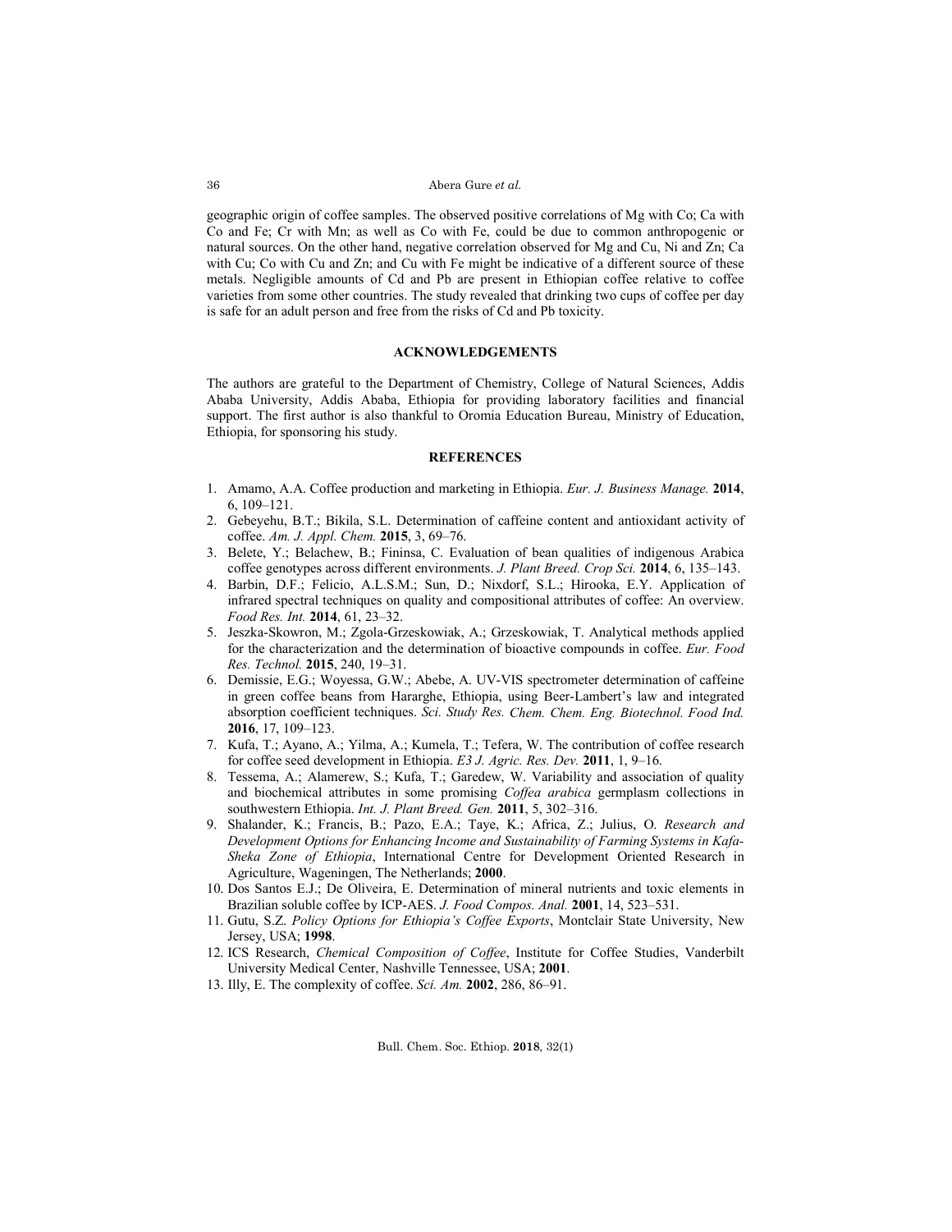geographic origin of coffee samples. The observed positive correlations of Mg with Co; Ca with Co and Fe; Cr with Mn; as well as Co with Fe, could be due to common anthropogenic or natural sources. On the other hand, negative correlation observed for Mg and Cu, Ni and Zn; Ca with Cu; Co with Cu and Zn; and Cu with Fe might be indicative of a different source of these metals. Negligible amounts of Cd and Pb are present in Ethiopian coffee relative to coffee varieties from some other countries. The study revealed that drinking two cups of coffee per day is safe for an adult person and free from the risks of Cd and Pb toxicity.

## ACKNOWLEDGEMENTS

The authors are grateful to the Department of Chemistry, College of Natural Sciences, Addis Ababa University, Addis Ababa, Ethiopia for providing laboratory facilities and financial support. The first author is also thankful to Oromia Education Bureau, Ministry of Education, Ethiopia, for sponsoring his study.

## REFERENCES

1. Amamo, A.A. Coffee production and marketing in Ethiopia. *Eur. J. Business Manage.* **2014**, 6, 109–121.
2. Gebeyehu, B.T.; Bikila, S.L. Determination of caffeine content and antioxidant activity of coffee. *Am. J. Appl. Chem.* **2015**, 3, 69–76.
3. Belete, Y.; Belachew, B.; Fininsa, C. Evaluation of bean qualities of indigenous Arabica coffee genotypes across different environments. *J. Plant Breed. Crop Sci.* **2014**, 6, 135–143.
4. Barbin, D.F.; Felicio, A.L.S.M.; Sun, D.; Nixdorf, S.L.; Hirooka, E.Y. Application of infrared spectral techniques on quality and compositional attributes of coffee: An overview. *Food Res. Int.* **2014**, 61, 23–32.
5. Jeszka-Skowron, M.; Zgola-Grzeskowiak, A.; Grzeskowiak, T. Analytical methods applied for the characterization and the determination of bioactive compounds in coffee. *Eur. Food Res. Technol.* **2015**, 240, 19–31.
6. Demissie, E.G.; Woyessa, G.W.; Abebe, A. UV-VIS spectrometer determination of caffeine in green coffee beans from Hararghe, Ethiopia, using Beer-Lambert's law and integrated absorption coefficient techniques. *Sci. Study Res. Chem. Chem. Eng. Biotechnol. Food Ind.* **2016**, 17, 109–123.
7. Kufa, T.; Ayano, A.; Yilma, A.; Kumela, T.; Tefera, W. The contribution of coffee research for coffee seed development in Ethiopia. *E3 J. Agric. Res. Dev.* **2011**, 1, 9–16.
8. Tessema, A.; Alamerew, S.; Kufa, T.; Garedew, W. Variability and association of quality and biochemical attributes in some promising *Coffea arabica* germplasm collections in southwestern Ethiopia. *Int. J. Plant Breed. Gen.* **2011**, 5, 302–316.
9. Shalander, K.; Francis, B.; Pazo, E.A.; Taye, K.; Africa, Z.; Julius, O. *Research and Development Options for Enhancing Income and Sustainability of Farming Systems in Kafa-Sheka Zone of Ethiopia*, International Centre for Development Oriented Research in Agriculture, Wageningen, The Netherlands; **2000**.
10. Dos Santos E.J.; De Oliveira, E. Determination of mineral nutrients and toxic elements in Brazilian soluble coffee by ICP-AES. *J. Food Compos. Anal.* **2001**, 14, 523–531.
11. Gutu, S.Z. *Policy Options for Ethiopia's Coffee Exports*, Montclair State University, New Jersey, USA; **1998**.
12. ICS Research, *Chemical Composition of Coffee*, Institute for Coffee Studies, Vanderbilt University Medical Center, Nashville Tennessee, USA; **2001**.
13. Illy, E. The complexity of coffee. *Sci. Am.* **2002**, 286, 86–91.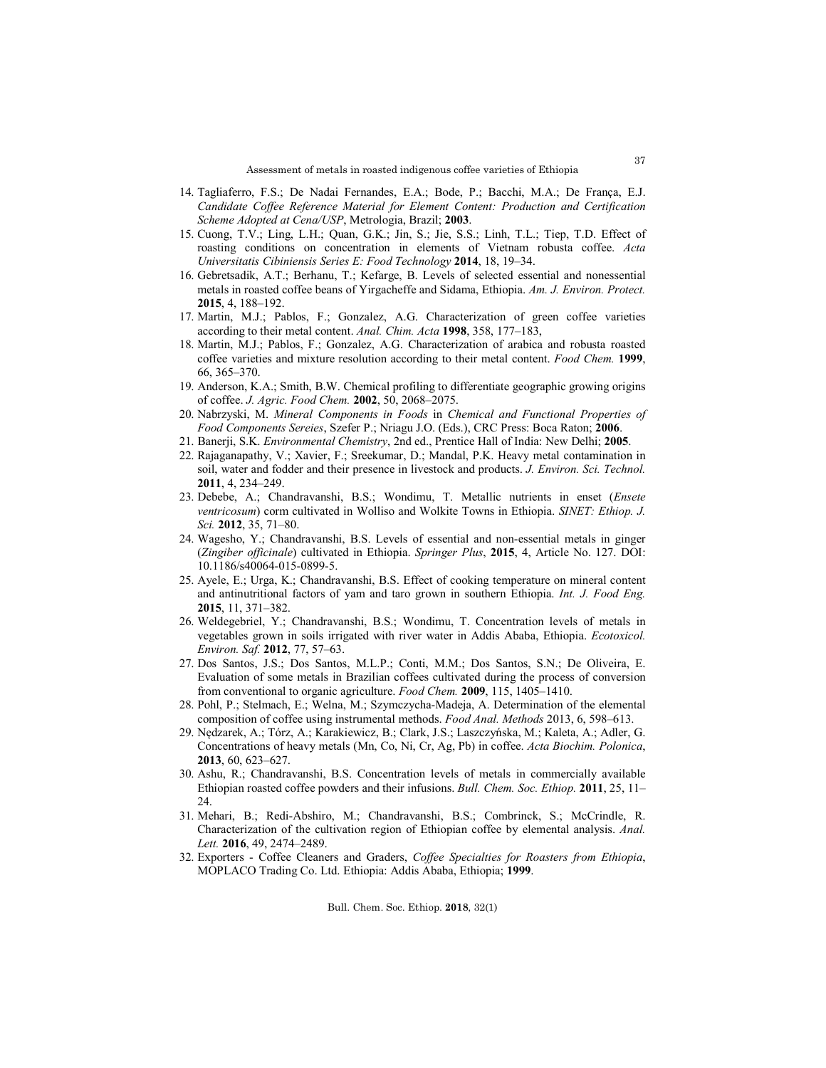14. Tagliaferro, F.S.; De Nadai Fernandes, E.A.; Bode, P.; Bacchi, M.A.; De França, E.J. *Candidate Coffee Reference Material for Element Content: Production and Certification Scheme Adopted at Cena/USP*, Metrologia, Brazil; **2003**.
15. Cuong, T.V.; Ling, L.H.; Quan, G.K.; Jin, S.; Jie, S.S.; Linh, T.L.; Tiep, T.D. Effect of roasting conditions on concentration in elements of Vietnam robusta coffee. *Acta Universitatis Cibiniensis Series E: Food Technology* **2014**, 18, 19–34.
16. Gebretsadik, A.T.; Berhanu, T.; Kefarge, B. Levels of selected essential and nonessential metals in roasted coffee beans of Yirgacheffe and Sidama, Ethiopia. *Am. J. Environ. Protect.* **2015**, 4, 188–192.
17. Martin, M.J.; Pablos, F.; Gonzalez, A.G. Characterization of green coffee varieties according to their metal content. *Anal. Chim. Acta* **1998**, 358, 177–183,
18. Martin, M.J.; Pablos, F.; Gonzalez, A.G. Characterization of arabica and robusta roasted coffee varieties and mixture resolution according to their metal content. *Food Chem.* **1999**, 66, 365–370.
19. Anderson, K.A.; Smith, B.W. Chemical profiling to differentiate geographic growing origins of coffee. *J. Agric. Food Chem.* **2002**, 50, 2068–2075.
20. Nabrzyski, M. *Mineral Components in Foods* in *Chemical and Functional Properties of Food Components Sereies*, Szefer P.; Nriagu J.O. (Eds.), CRC Press: Boca Raton; **2006**.
21. Banerji, S.K. *Environmental Chemistry*, 2nd ed., Prentice Hall of India: New Delhi; **2005**.
22. Rajaganapathy, V.; Xavier, F.; Sreekumar, D.; Mandal, P.K. Heavy metal contamination in soil, water and fodder and their presence in livestock and products. *J. Environ. Sci. Technol.* **2011**, 4, 234–249.
23. Debebe, A.; Chandravanshi, B.S.; Wondimu, T. Metallic nutrients in enset (*Ensete ventricosum*) corm cultivated in Wolliso and Wolkite Towns in Ethiopia. *SINET: Ethiop. J. Sci.* **2012**, 35, 71–80.
24. Wagesho, Y.; Chandravanshi, B.S. Levels of essential and non-essential metals in ginger (*Zingiber officinale*) cultivated in Ethiopia. *Springer Plus*, **2015**, 4, Article No. 127. DOI: 10.1186/s40064-015-0899-5.
25. Ayele, E.; Urga, K.; Chandravanshi, B.S. Effect of cooking temperature on mineral content and antinutritional factors of yam and taro grown in southern Ethiopia. *Int. J. Food Eng.* **2015**, 11, 371–382.
26. Weldegebriel, Y.; Chandravanshi, B.S.; Wondimu, T. Concentration levels of metals in vegetables grown in soils irrigated with river water in Addis Ababa, Ethiopia. *Ecotoxicol. Environ. Saf.* **2012**, 77, 57–63.
27. Dos Santos, J.S.; Dos Santos, M.L.P.; Conti, M.M.; Dos Santos, S.N.; De Oliveira, E. Evaluation of some metals in Brazilian coffees cultivated during the process of conversion from conventional to organic agriculture. *Food Chem.* **2009**, 115, 1405–1410.
28. Pohl, P.; Stelmach, E.; Welna, M.; Szymczycha-Madeja, A. Determination of the elemental composition of coffee using instrumental methods. *Food Anal. Methods* 2013, 6, 598–613.
29. Nędzarek, A.; Tórz, A.; Karakiewicz, B.; Clark, J.S.; Laszczyńska, M.; Kaleta, A.; Adler, G. Concentrations of heavy metals (Mn, Co, Ni, Cr, Ag, Pb) in coffee. *Acta Biochim. Polonica*, **2013**, 60, 623–627.
30. Ashu, R.; Chandravanshi, B.S. Concentration levels of metals in commercially available Ethiopian roasted coffee powders and their infusions. *Bull. Chem. Soc. Ethiop.* **2011**, 25, 11–24.
31. Mehari, B.; Redi-Abshiro, M.; Chandravanshi, B.S.; Combrinck, S.; McCrindle, R. Characterization of the cultivation region of Ethiopian coffee by elemental analysis. *Anal. Lett.* **2016**, 49, 2474–2489.
32. Exporters - Coffee Cleaners and Graders, *Coffee Specialties for Roasters from Ethiopia*, MOPLACO Trading Co. Ltd. Ethiopia: Addis Ababa, Ethiopia; **1999**.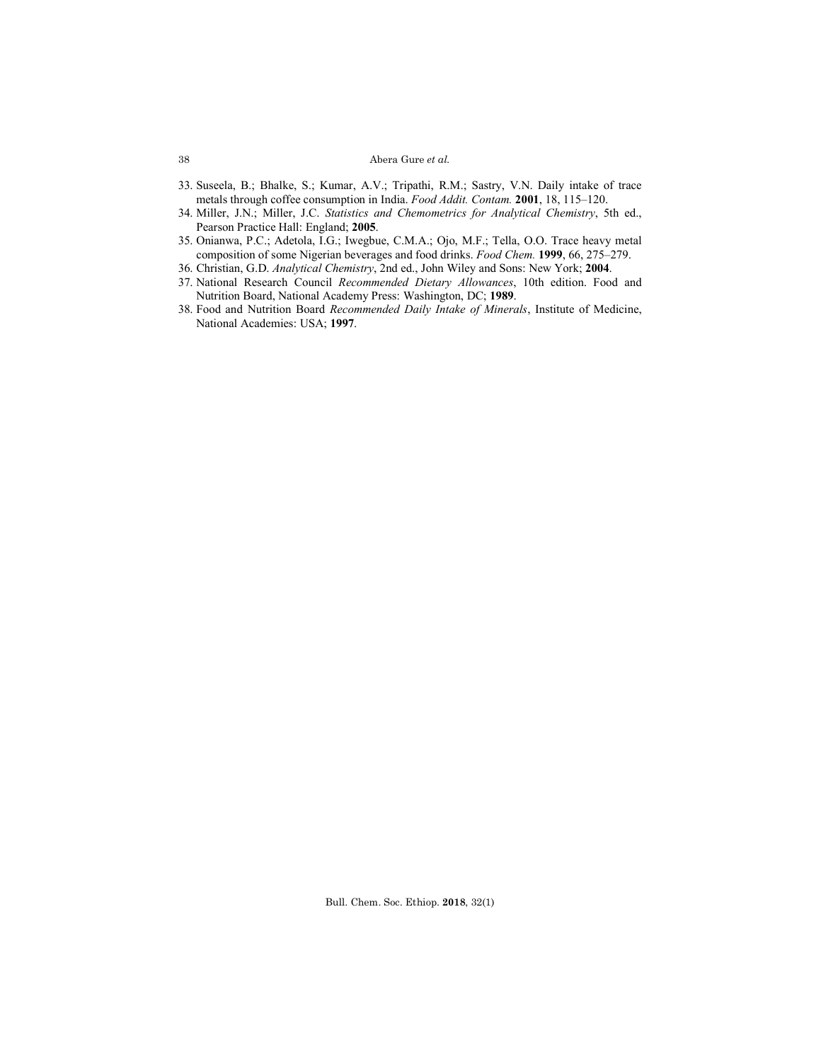33. Suseela, B.; Bhalke, S.; Kumar, A.V.; Tripathi, R.M.; Sastry, V.N. Daily intake of trace metals through coffee consumption in India. *Food Addit. Contam.* **2001**, 18, 115–120.
34. Miller, J.N.; Miller, J.C. *Statistics and Chemometrics for Analytical Chemistry*, 5th ed., Pearson Practice Hall: England; **2005**.
35. Onianwa, P.C.; Adetola, I.G.; Iwegbue, C.M.A.; Ojo, M.F.; Tella, O.O. Trace heavy metal composition of some Nigerian beverages and food drinks. *Food Chem.* **1999**, 66, 275–279.
36. Christian, G.D. *Analytical Chemistry*, 2nd ed., John Wiley and Sons: New York; **2004**.
37. National Research Council *Recommended Dietary Allowances*, 10th edition. Food and Nutrition Board, National Academy Press: Washington, DC; **1989**.
38. Food and Nutrition Board *Recommended Daily Intake of Minerals*, Institute of Medicine, National Academies: USA; **1997**.